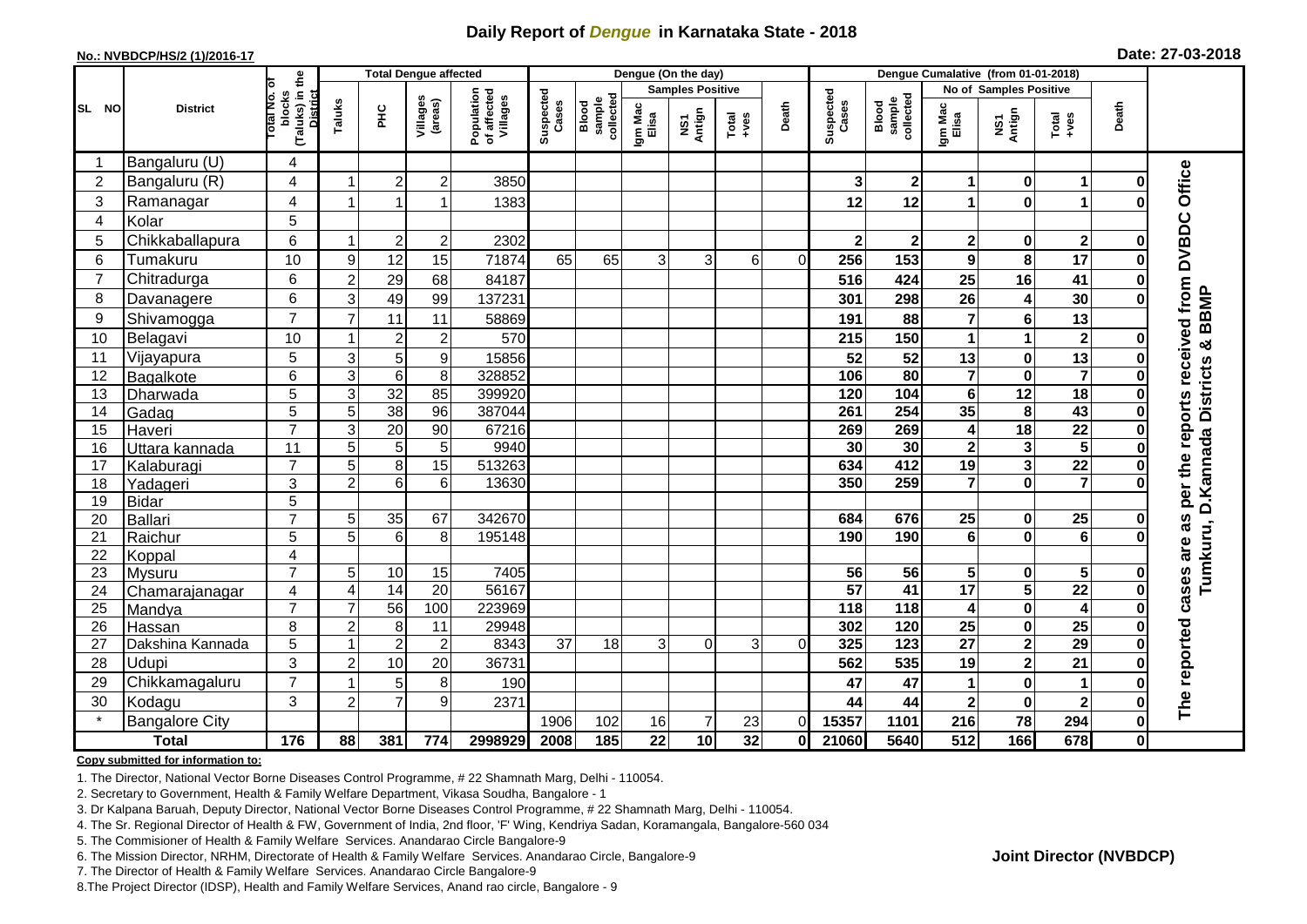# Daily Report of *Dengue* in Karnataka State - 2018

**No.: NVBDCP/HS/2 (1)/2016-17**

**Date: 27-03-2018**

| SL NO | District | Total No. of blocks (Taluks) in the District | Total Dengue affected | | | | Dengue (On the day) | | | | | | | Dengue Cumalative (from 01-01-2018) | | | | | | | |
|---|---|---|---|---|---|---|---|---|---|---|---|---|---|---|---|---|---|---|---|---|
| | | | Taluks | PHC | Villages (areas) | Population of affected Villages | Suspected Cases | Blood sample collected | Samples Positive | | | Death | Suspected Cases | Blood sample collected | No of Samples Positive | | | Death | |
| | | | | | | | | | Igm Mac Elisa | NS1 Antign | Total +ves | | | | Igm Mac Elisa | NS1 Antign | Total +ves | | |
| 1 | Bangaluru (U) | 4 | | | | | | | | | | | | | | | | | The reported cases are as per the reports received from DVBDC Office Tumkuru, D.Kannada Districts & BBMP |
| 2 | Bangaluru (R) | 4 | 1 | 2 | 2 | 3850 | | | | | | | 3 | 2 | 1 | 0 | 1 | 0 | |
| 3 | Ramanagar | 4 | 1 | 1 | 1 | 1383 | | | | | | | 12 | 12 | 1 | 0 | 1 | 0 | |
| 4 | Kolar | 5 | | | | | | | | | | | | | | | | | |
| 5 | Chikkaballapura | 6 | 1 | 2 | 2 | 2302 | | | | | | | 2 | 2 | 2 | 0 | 2 | 0 | |
| 6 | Tumakuru | 10 | 9 | 12 | 15 | 71874 | 65 | 65 | 3 | 3 | 6 | 0 | 256 | 153 | 9 | 8 | 17 | 0 | |
| 7 | Chitradurga | 6 | 2 | 29 | 68 | 84187 | | | | | | | 516 | 424 | 25 | 16 | 41 | 0 | |
| 8 | Davanagere | 6 | 3 | 49 | 99 | 137231 | | | | | | | 301 | 298 | 26 | 4 | 30 | 0 | |
| 9 | Shivamogga | 7 | 7 | 11 | 11 | 58869 | | | | | | | 191 | 88 | 7 | 6 | 13 | | |
| 10 | Belagavi | 10 | 1 | 2 | 2 | 570 | | | | | | | 215 | 150 | 1 | 1 | 2 | 0 | |
| 11 | Vijayapura | 5 | 3 | 5 | 9 | 15856 | | | | | | | 52 | 52 | 13 | 0 | 13 | 0 | |
| 12 | Bagalkote | 6 | 3 | 6 | 8 | 328852 | | | | | | | 106 | 80 | 7 | 0 | 7 | 0 | |
| 13 | Dharwada | 5 | 3 | 32 | 85 | 399920 | | | | | | | 120 | 104 | 6 | 12 | 18 | 0 | |
| 14 | Gadag | 5 | 5 | 38 | 96 | 387044 | | | | | | | 261 | 254 | 35 | 8 | 43 | 0 | |
| 15 | Haveri | 7 | 3 | 20 | 90 | 67216 | | | | | | | 269 | 269 | 4 | 18 | 22 | 0 | |
| 16 | Uttara kannada | 11 | 5 | 5 | 5 | 9940 | | | | | | | 30 | 30 | 2 | 3 | 5 | 0 | |
| 17 | Kalaburagi | 7 | 5 | 8 | 15 | 513263 | | | | | | | 634 | 412 | 19 | 3 | 22 | 0 | |
| 18 | Yadageri | 3 | 2 | 6 | 6 | 13630 | | | | | | | 350 | 259 | 7 | 0 | 7 | 0 | |
| 19 | Bidar | 5 | | | | | | | | | | | | | | | | | |
| 20 | Ballari | 7 | 5 | 35 | 67 | 342670 | | | | | | | 684 | 676 | 25 | 0 | 25 | 0 | |
| 21 | Raichur | 5 | 5 | 6 | 8 | 195148 | | | | | | | 190 | 190 | 6 | 0 | 6 | 0 | |
| 22 | Koppal | 4 | | | | | | | | | | | | | | | | | |
| 23 | Mysuru | 7 | 5 | 10 | 15 | 7405 | | | | | | | 56 | 56 | 5 | 0 | 5 | 0 | |
| 24 | Chamarajanagar | 4 | 4 | 14 | 20 | 56167 | | | | | | | 57 | 41 | 17 | 5 | 22 | 0 | |
| 25 | Mandya | 7 | 7 | 56 | 100 | 223969 | | | | | | | 118 | 118 | 4 | 0 | 4 | 0 | |
| 26 | Hassan | 8 | 2 | 8 | 11 | 29948 | | | | | | | 302 | 120 | 25 | 0 | 25 | 0 | |
| 27 | Dakshina Kannada | 5 | 1 | 2 | 2 | 8343 | 37 | 18 | 3 | 0 | 3 | 0 | 325 | 123 | 27 | 2 | 29 | 0 | |
| 28 | Udupi | 3 | 2 | 10 | 20 | 36731 | | | | | | | 562 | 535 | 19 | 2 | 21 | 0 | |
| 29 | Chikkamagaluru | 7 | 1 | 5 | 8 | 190 | | | | | | | 47 | 47 | 1 | 0 | 1 | 0 | |
| 30 | Kodagu | 3 | 2 | 7 | 9 | 2371 | | | | | | | 44 | 44 | 2 | 0 | 2 | 0 | |
| * | Bangalore City | | | | | | 1906 | 102 | 16 | 7 | 23 | 0 | 15357 | 1101 | 216 | 78 | 294 | 0 | |
| | **Total** | **176** | **88** | **381** | **774** | **2998929** | **2008** | **185** | **22** | **10** | **32** | **0** | **21060** | **5640** | **512** | **166** | **678** | **0** | |

**Copy submitted for information to:**

1. The Director, National Vector Borne Diseases Control Programme, # 22 Shamnath Marg, Delhi - 110054.
2. Secretary to Government, Health & Family Welfare Department, Vikasa Soudha, Bangalore - 1
3. Dr Kalpana Baruah, Deputy Director, National Vector Borne Diseases Control Programme, # 22 Shamnath Marg, Delhi - 110054.
4. The Sr. Regional Director of Health & FW, Government of India, 2nd floor, 'F' Wing, Kendriya Sadan, Koramangala, Bangalore-560 034
5. The Commisioner of Health & Family Welfare Services. Anandarao Circle Bangalore-9
6. The Mission Director, NRHM, Directorate of Health & Family Welfare Services. Anandarao Circle, Bangalore-9
7. The Director of Health & Family Welfare Services. Anandarao Circle Bangalore-9
8. The Project Director (IDSP), Health and Family Welfare Services, Anand rao circle, Bangalore - 9

**Joint Director (NVBDCP)**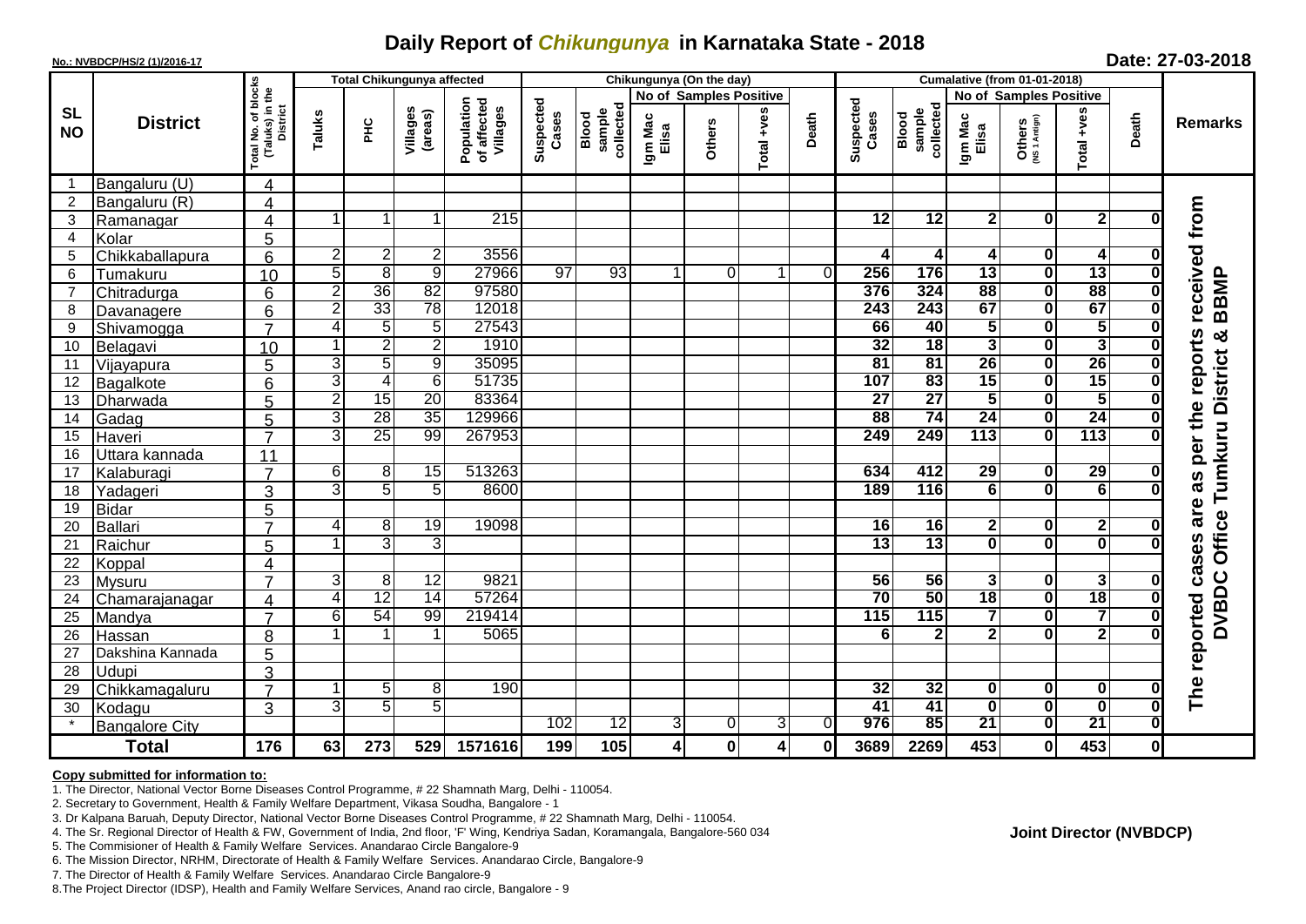# Daily Report of *Chikungunya* in Karnataka State - 2018

**No.: NVBDCP/HS/2 (1)/2016-17**

**Date: 27-03-2018**

| SL NO | District | Total No. of blocks (Taluks) in the District | Total Chikungunya affected | | | | Chikungunya (On the day) | | | | | | | Cumalative (from 01-01-2018) | | | | | | | Remarks |
|---|---|---|---|---|---|---|---|---|---|---|---|---|---|---|---|---|---|---|---|---|---|
| | | | Taluks | PHC | Villages (areas) | Population of affected Villages | Suspected Cases | Blood sample collected | No of Samples Positive | | | Death | Suspected Cases | Blood sample collected | No of Samples Positive | | | Death | |
| | | | | | | | | | Igm Mac Elisa | Others | Total +ves | | | | Igm Mac Elisa | Others (NS 1 Antign) | Total +ves | | |
| 1 | Bangaluru (U) | 4 | | | | | | | | | | | | | | | | | The reported cases are as per the reports received from DVBDC Office Tumkuru District & BBMP |
| 2 | Bangaluru (R) | 4 | | | | | | | | | | | | | | | | | |
| 3 | Ramanagar | 4 | 1 | 1 | 1 | 215 | | | | | | | 12 | 12 | 2 | 0 | 2 | 0 | |
| 4 | Kolar | 5 | | | | | | | | | | | | | | | | | |
| 5 | Chikkaballapura | 6 | 2 | 2 | 2 | 3556 | | | | | | | 4 | 4 | 4 | 0 | 4 | 0 | |
| 6 | Tumakuru | 10 | 5 | 8 | 9 | 27966 | 97 | 93 | 1 | 0 | 1 | 0 | 256 | 176 | 13 | 0 | 13 | 0 | |
| 7 | Chitradurga | 6 | 2 | 36 | 82 | 97580 | | | | | | | 376 | 324 | 88 | 0 | 88 | 0 | |
| 8 | Davanagere | 6 | 2 | 33 | 78 | 12018 | | | | | | | 243 | 243 | 67 | 0 | 67 | 0 | |
| 9 | Shivamogga | 7 | 4 | 5 | 5 | 27543 | | | | | | | 66 | 40 | 5 | 0 | 5 | 0 | |
| 10 | Belagavi | 10 | 1 | 2 | 2 | 1910 | | | | | | | 32 | 18 | 3 | 0 | 3 | 0 | |
| 11 | Vijayapura | 5 | 3 | 5 | 9 | 35095 | | | | | | | 81 | 81 | 26 | 0 | 26 | 0 | |
| 12 | Bagalkote | 6 | 3 | 4 | 6 | 51735 | | | | | | | 107 | 83 | 15 | 0 | 15 | 0 | |
| 13 | Dharwada | 5 | 2 | 15 | 20 | 83364 | | | | | | | 27 | 27 | 5 | 0 | 5 | 0 | |
| 14 | Gadag | 5 | 3 | 28 | 35 | 129966 | | | | | | | 88 | 74 | 24 | 0 | 24 | 0 | |
| 15 | Haveri | 7 | 3 | 25 | 99 | 267953 | | | | | | | 249 | 249 | 113 | 0 | 113 | 0 | |
| 16 | Uttara kannada | 11 | | | | | | | | | | | | | | | | | |
| 17 | Kalaburagi | 7 | 6 | 8 | 15 | 513263 | | | | | | | 634 | 412 | 29 | 0 | 29 | 0 | |
| 18 | Yadageri | 3 | 3 | 5 | 5 | 8600 | | | | | | | 189 | 116 | 6 | 0 | 6 | 0 | |
| 19 | Bidar | 5 | | | | | | | | | | | | | | | | | |
| 20 | Ballari | 7 | 4 | 8 | 19 | 19098 | | | | | | | 16 | 16 | 2 | 0 | 2 | 0 | |
| 21 | Raichur | 5 | 1 | 3 | 3 | | | | | | | | 13 | 13 | 0 | 0 | 0 | 0 | |
| 22 | Koppal | 4 | | | | | | | | | | | | | | | | | |
| 23 | Mysuru | 7 | 3 | 8 | 12 | 9821 | | | | | | | 56 | 56 | 3 | 0 | 3 | 0 | |
| 24 | Chamarajanagar | 4 | 4 | 12 | 14 | 57264 | | | | | | | 70 | 50 | 18 | 0 | 18 | 0 | |
| 25 | Mandya | 7 | 6 | 54 | 99 | 219414 | | | | | | | 115 | 115 | 7 | 0 | 7 | 0 | |
| 26 | Hassan | 8 | 1 | 1 | 1 | 5065 | | | | | | | 6 | 2 | 2 | 0 | 2 | 0 | |
| 27 | Dakshina Kannada | 5 | | | | | | | | | | | | | | | | | |
| 28 | Udupi | 3 | | | | | | | | | | | | | | | | | |
| 29 | Chikkamagaluru | 7 | 1 | 5 | 8 | 190 | | | | | | | 32 | 32 | 0 | 0 | 0 | 0 | |
| 30 | Kodagu | 3 | 3 | 5 | 5 | | | | | | | | 41 | 41 | 0 | 0 | 0 | 0 | |
| * | Bangalore City | | | | | | 102 | 12 | 3 | 0 | 3 | 0 | 976 | 85 | 21 | 0 | 21 | 0 | |
| **Total** | | **176** | **63** | **273** | **529** | **1571616** | **199** | **105** | **4** | **0** | **4** | **0** | **3689** | **2269** | **453** | **0** | **453** | **0** | |

**Copy submitted for information to:**

1. The Director, National Vector Borne Diseases Control Programme, # 22 Shamnath Marg, Delhi - 110054.
2. Secretary to Government, Health & Family Welfare Department, Vikasa Soudha, Bangalore - 1
3. Dr Kalpana Baruah, Deputy Director, National Vector Borne Diseases Control Programme, # 22 Shamnath Marg, Delhi - 110054.
4. The Sr. Regional Director of Health & FW, Government of India, 2nd floor, 'F' Wing, Kendriya Sadan, Koramangala, Bangalore-560 034
5. The Commisioner of Health & Family Welfare Services. Anandarao Circle Bangalore-9
6. The Mission Director, NRHM, Directorate of Health & Family Welfare Services. Anandarao Circle, Bangalore-9
7. The Director of Health & Family Welfare Services. Anandarao Circle Bangalore-9
8. The Project Director (IDSP), Health and Family Welfare Services, Anand rao circle, Bangalore - 9

**Joint Director (NVBDCP)**